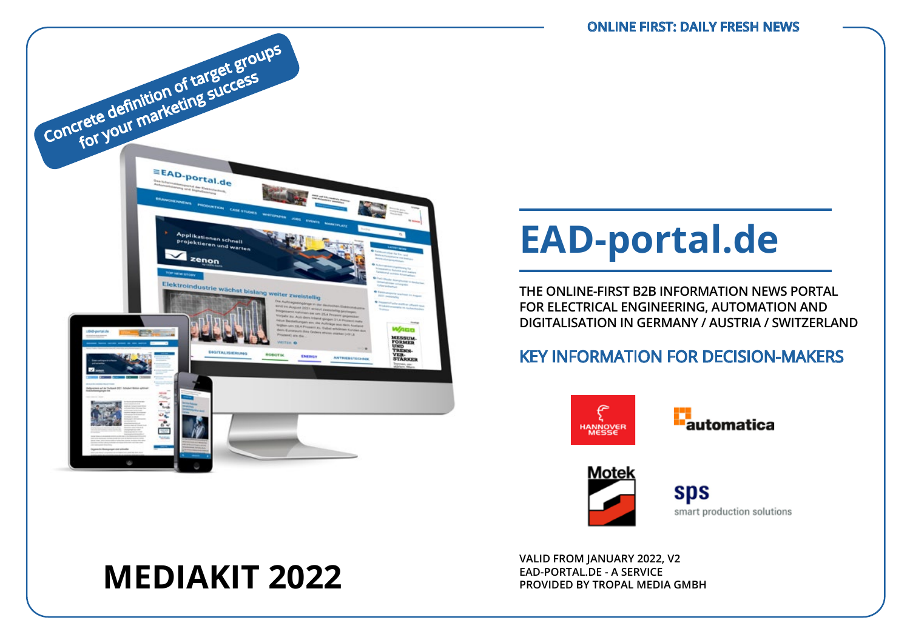ONLINE FIRST: DAILY FRESH NEWS

Concrete definition of target groups for your marketing success

# EAD-portal.de

THE ONLINE-FIRST B2B INFORMATION NEWS PORTAL FOR ELECTRICAL ENGINEERING, AUTOMATION AND DIGITALISATION IN GERMANY / AUSTRIA / SWITZERLAND

## KEY INFORMATION FOR DECISION-MAKERS

HANNOVER MESSE

automatica

Motek

sps smart production solutions

# MEDIAKIT 2022

VALID FROM JANUARY 2022, V2
EAD-PORTAL.DE - A SERVICE
PROVIDED BY TROPAL MEDIA GMBH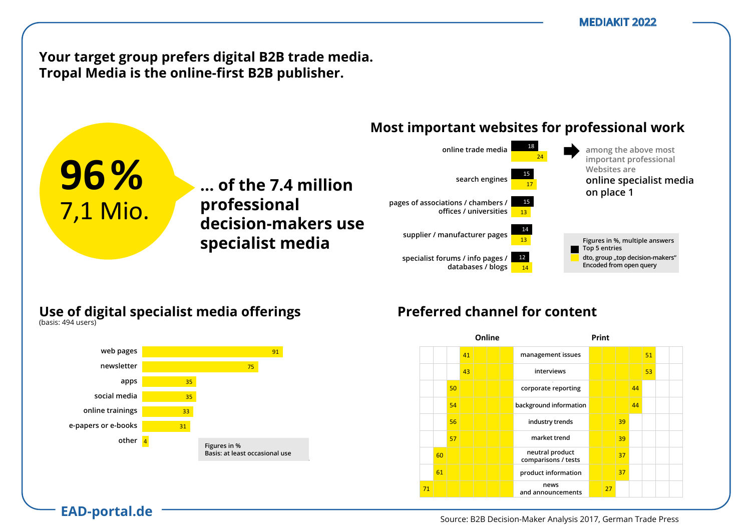# Your target group prefers digital B2B trade media. Tropal Media is the online-first B2B publisher.

**96 %**
7,1 Mio.

**... of the 7.4 million professional decision-makers use specialist media**

## Most important websites for professional work

| Website | Top 5 entries | dto, group „top decision-makers" |
|---|---|---|
| online trade media | 18 | 24 |
| search engines | 15 | 17 |
| pages of associations / chambers / offices / universities | 15 | 13 |
| supplier / manufacturer pages | 14 | 13 |
| specialist forums / info pages / databases / blogs | 12 | 14 |

among the above most important professional Websites are **online specialist media on place 1**

Figures in %, multiple answers
Top 5 entries
dto, group „top decision-makers"
Encoded from open query

## Use of digital specialist media offerings

(basis: 494 users)

| Offering | % |
|---|---|
| web pages | 91 |
| newsletter | 75 |
| apps | 35 |
| social media | 35 |
| online trainings | 33 |
| e-papers or e-books | 31 |
| other | 4 |

Figures in %
Basis: at least occasional use

## Preferred channel for content

| Online | Content | Print |
|---|---|---|
| 41 | management issues | 51 |
| 43 | interviews | 53 |
| 50 | corporate reporting | 44 |
| 54 | background information | 44 |
| 56 | industry trends | 39 |
| 57 | market trend | 39 |
| 60 | neutral product comparisons / tests | 37 |
| 61 | product information | 37 |
| 71 | news and announcements | 27 |

Source: B2B Decision-Maker Analysis 2017, German Trade Press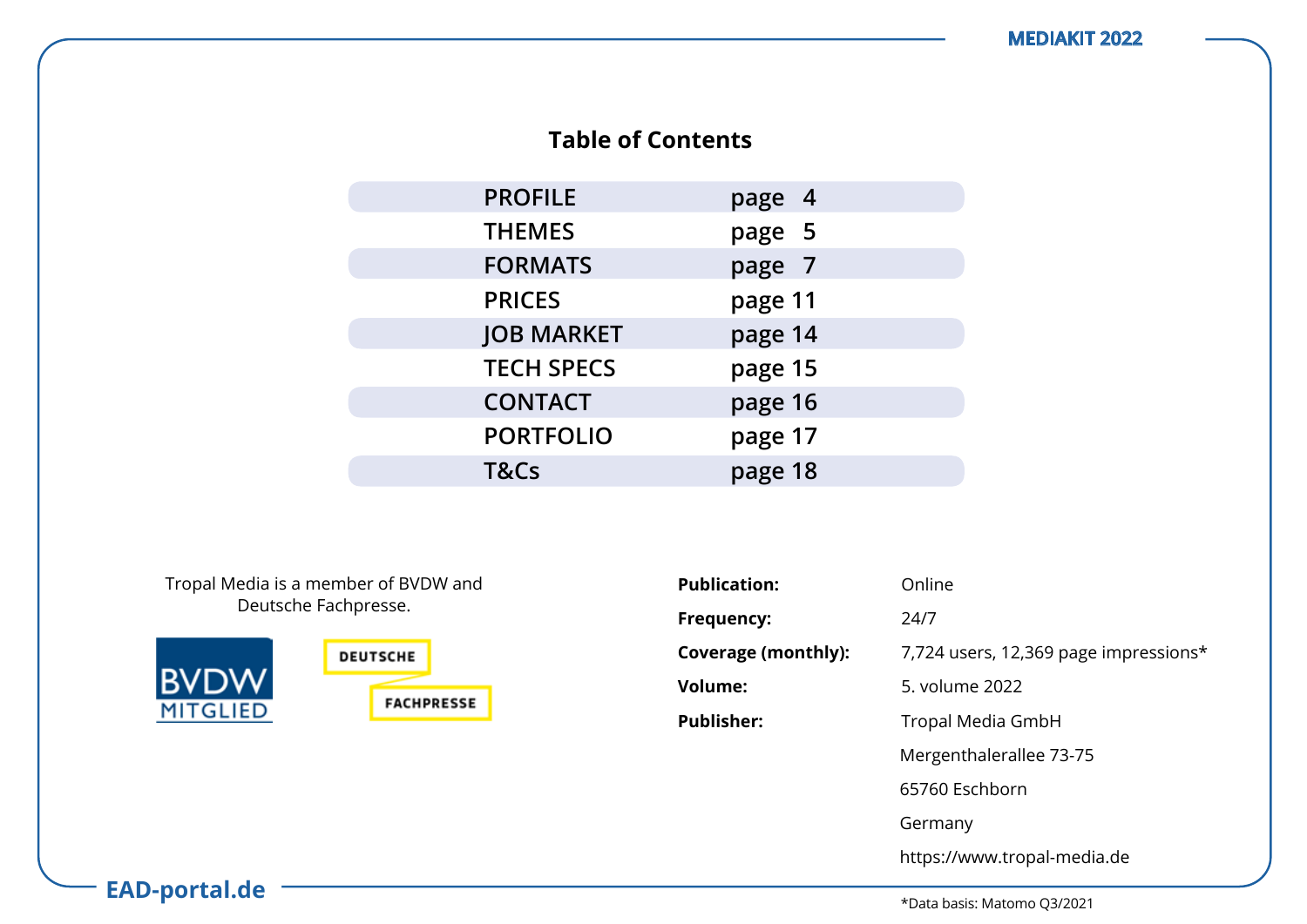## Table of Contents

| | |
|---|---|
| PROFILE | page 4 |
| THEMES | page 5 |
| FORMATS | page 7 |
| PRICES | page 11 |
| JOB MARKET | page 14 |
| TECH SPECS | page 15 |
| CONTACT | page 16 |
| PORTFOLIO | page 17 |
| T&Cs | page 18 |

Tropal Media is a member of BVDW and Deutsche Fachpresse.

BVDW MITGLIED

DEUTSCHE FACHPRESSE

| | |
|---|---|
| **Publication:** | Online |
| **Frequency:** | 24/7 |
| **Coverage (monthly):** | 7,724 users, 12,369 page impressions* |
| **Volume:** | 5. volume 2022 |
| **Publisher:** | Tropal Media GmbH<br>Mergenthalerallee 73-75<br>65760 Eschborn<br>Germany<br>https://www.tropal-media.de |

*Data basis: Matomo Q3/2021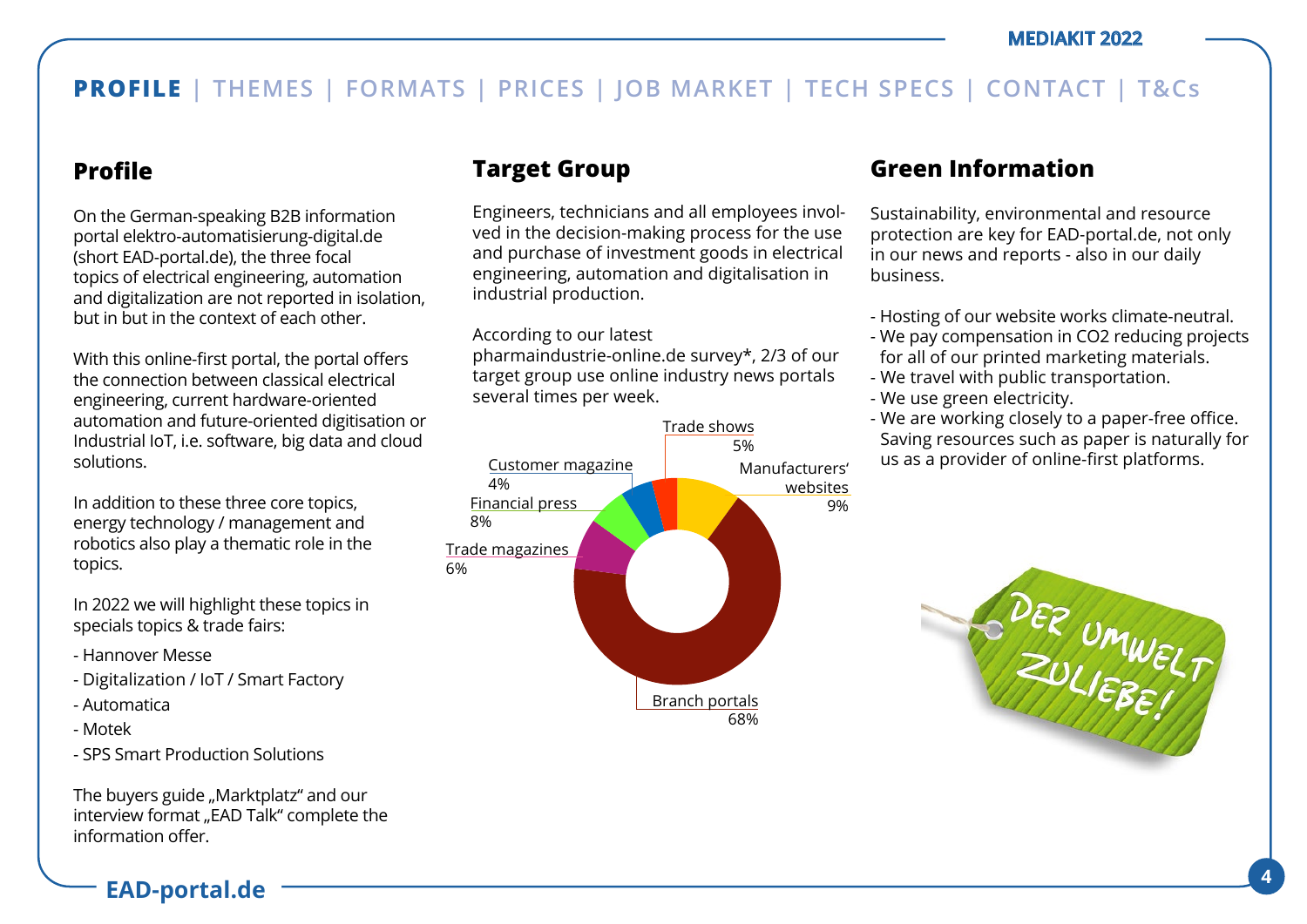PROFILE | THEMES | FORMATS | PRICES | JOB MARKET | TECH SPECS | CONTACT | T&Cs

## Profile

On the German-speaking B2B information portal elektro-automatisierung-digital.de (short EAD-portal.de), the three focal topics of electrical engineering, automation and digitalization are not reported in isolation, but in but in the context of each other.

With this online-first portal, the portal offers the connection between classical electrical engineering, current hardware-oriented automation and future-oriented digitisation or Industrial IoT, i.e. software, big data and cloud solutions.

In addition to these three core topics, energy technology / management and robotics also play a thematic role in the topics.

In 2022 we will highlight these topics in specials topics & trade fairs:

- Hannover Messe
- Digitalization / IoT / Smart Factory
- Automatica
- Motek
- SPS Smart Production Solutions

The buyers guide „Marktplatz“ and our interview format „EAD Talk“ complete the information offer.

## Target Group

Engineers, technicians and all employees involved in the decision-making process for the use and purchase of investment goods in electrical engineering, automation and digitalisation in industrial production.

According to our latest pharmaindustrie-online.de survey*, 2/3 of our target group use online industry news portals several times per week.

| Source | Share |
|---|---|
| Branch portals | 68% |
| Manufacturers' websites | 9% |
| Trade shows | 5% |
| Customer magazine | 4% |
| Financial press | 8% |
| Trade magazines | 6% |

## Green Information

Sustainability, environmental and resource protection are key for EAD-portal.de, not only in our news and reports - also in our daily business.

- Hosting of our website works climate-neutral.
- We pay compensation in CO2 reducing projects for all of our printed marketing materials.
- We travel with public transportation.
- We use green electricity.
- We are working closely to a paper-free office. Saving resources such as paper is naturally for us as a provider of online-first platforms.

DER UMWELT ZULIEBE!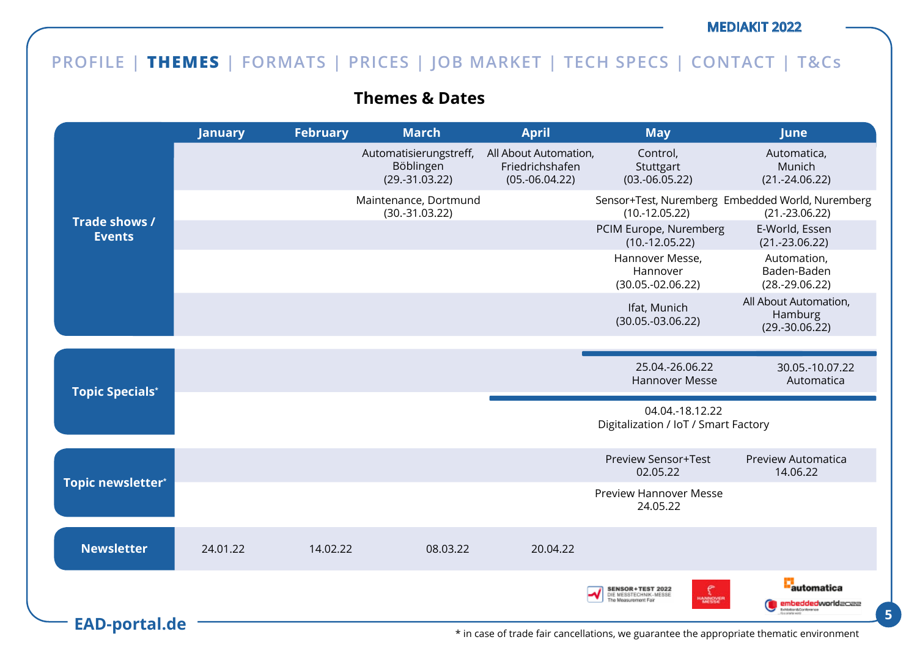MEDIAKIT 2022

PROFILE | **THEMES** | FORMATS | PRICES | JOB MARKET | TECH SPECS | CONTACT | T&Cs

## Themes & Dates

| | January | February | March | April | May | June |
|---|---|---|---|---|---|---|
| **Trade shows / Events** | | | Automatisierungstreff, Böblingen (29.-31.03.22) | All About Automation, Friedrichshafen (05.-06.04.22) | Control, Stuttgart (03.-06.05.22) | Automatica, Munich (21.-24.06.22) |
| | | | Maintenance, Dortmund (30.-31.03.22) | | Sensor+Test, Nuremberg (10.-12.05.22) | Embedded World, Nuremberg (21.-23.06.22) |
| | | | | | PCIM Europe, Nuremberg (10.-12.05.22) | E-World, Essen (21.-23.06.22) |
| | | | | | Hannover Messe, Hannover (30.05.-02.06.22) | Automation, Baden-Baden (28.-29.06.22) |
| | | | | | Ifat, Munich (30.05.-03.06.22) | All About Automation, Hamburg (29.-30.06.22) |
| **Topic Specials*** | | | | | 25.04.-26.06.22 Hannover Messe | 30.05.-10.07.22 Automatica |
| | | | | 04.04.-18.12.22 Digitalization / IoT / Smart Factory | | |
| **Topic newsletter*** | | | | | Preview Sensor+Test 02.05.22 | Preview Automatica 14.06.22 |
| | | | | | Preview Hannover Messe 24.05.22 | |
| **Newsletter** | 24.01.22 | 14.02.22 | 08.03.22 | 20.04.22 | | |

\* in case of trade fair cancellations, we guarantee the appropriate thematic environment

EAD-portal.de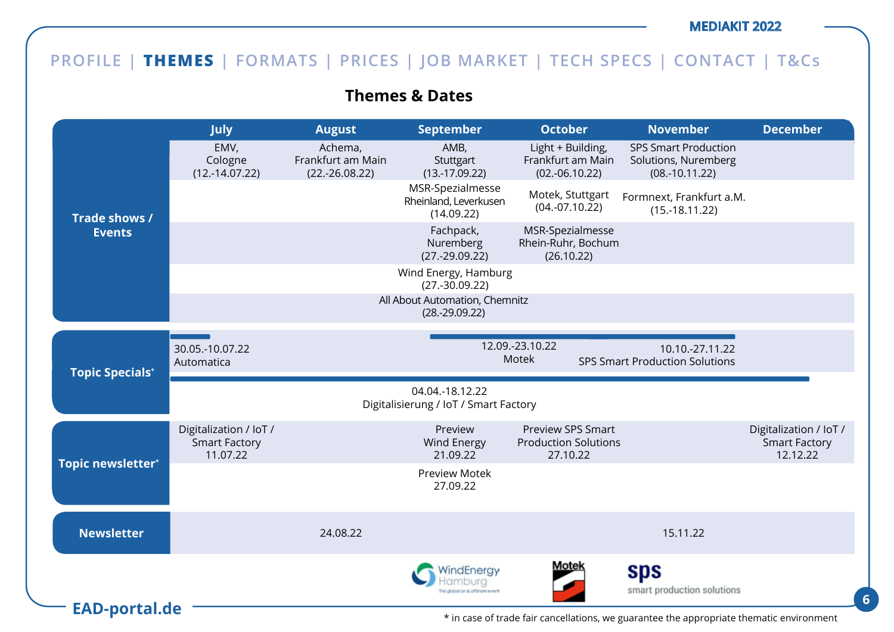PROFILE | **THEMES** | FORMATS | PRICES | JOB MARKET | TECH SPECS | CONTACT | T&Cs

## Themes & Dates

| | July | August | September | October | November | December |
|---|---|---|---|---|---|---|
| **Trade shows / Events** | EMV, Cologne (12.-14.07.22) | Achema, Frankfurt am Main (22.-26.08.22) | AMB, Stuttgart (13.-17.09.22) | Light + Building, Frankfurt am Main (02.-06.10.22) | SPS Smart Production Solutions, Nuremberg (08.-10.11.22) | |
| | | | MSR-Spezialmesse Rheinland, Leverkusen (14.09.22) | Motek, Stuttgart (04.-07.10.22) | Formnext, Frankfurt a.M. (15.-18.11.22) | |
| | | | Fachpack, Nuremberg (27.-29.09.22) | MSR-Spezialmesse Rhein-Ruhr, Bochum (26.10.22) | | |
| | | | Wind Energy, Hamburg (27.-30.09.22) | | | |
| | | | All About Automation, Chemnitz (28.-29.09.22) | | | |
| **Topic Specials*** | 30.05.-10.07.22 Automatica | | 12.09.-23.10.22 Motek | | 10.10.-27.11.22 SPS Smart Production Solutions | |
| | 04.04.-18.12.22 Digitalisierung / IoT / Smart Factory | | | | | |
| **Topic newsletter*** | Digitalization / IoT / Smart Factory 11.07.22 | | Preview Wind Energy 21.09.22 | Preview SPS Smart Production Solutions 27.10.22 | | Digitalization / IoT / Smart Factory 12.12.22 |
| | | | Preview Motek 27.09.22 | | | |
| **Newsletter** | | 24.08.22 | | | 15.11.22 | |

\* in case of trade fair cancellations, we guarantee the appropriate thematic environment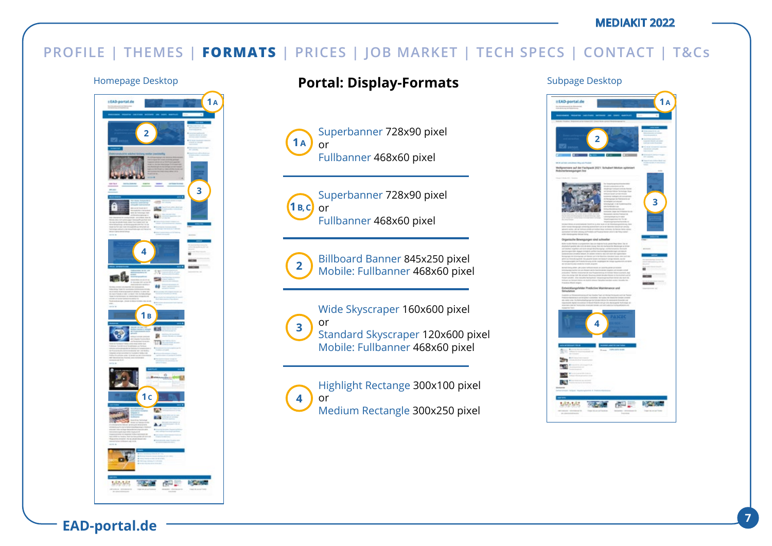PROFILE | THEMES | **FORMATS** | PRICES | JOB MARKET | TECH SPECS | CONTACT | T&Cs

Homepage Desktop

# Portal: Display-Formats

Subpage Desktop

**1 A**
Superbanner 728x90 pixel
or
Fullbanner 468x60 pixel

---

**1 B, C**
Superbanner 728x90 pixel
or
Fullbanner 468x60 pixel

---

**2**
Billboard Banner 845x250 pixel
Mobile: Fullbanner 468x60 pixel

---

**3**
Wide Skyscraper 160x600 pixel
or
Standard Skyscraper 120x600 pixel
Mobile: Fullbanner 468x60 pixel

---

**4**
Highlight Rectange 300x100 pixel
or
Medium Rectangle 300x250 pixel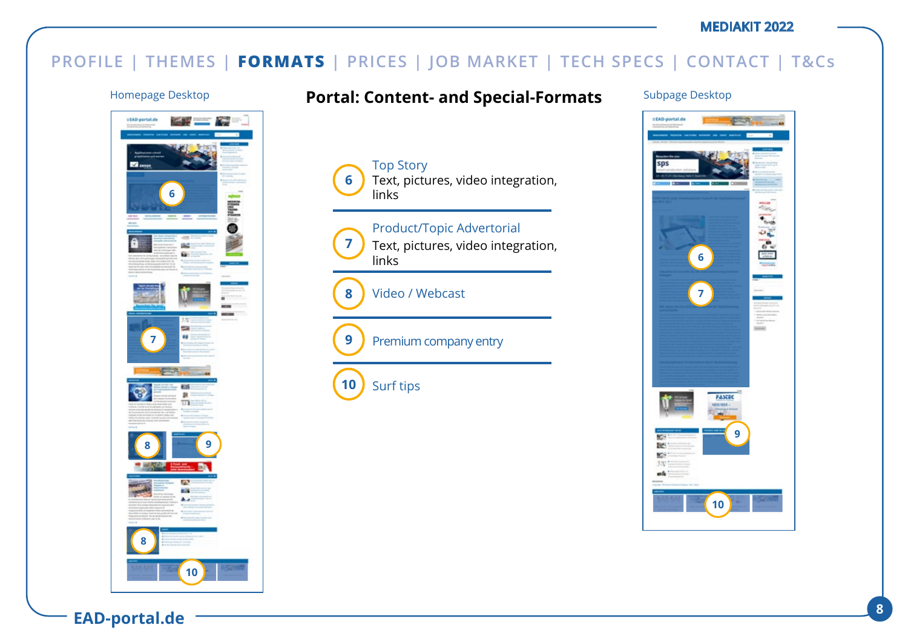MEDIAKIT 2022

PROFILE | THEMES | **FORMATS** | PRICES | JOB MARKET | TECH SPECS | CONTACT | T&Cs

# Portal: Content- and Special-Formats

Homepage Desktop

Subpage Desktop

**6** Top Story
Text, pictures, video integration, links

**7** Product/Topic Advertorial
Text, pictures, video integration, links

**8** Video / Webcast

**9** Premium company entry

**10** Surf tips

EAD-portal.de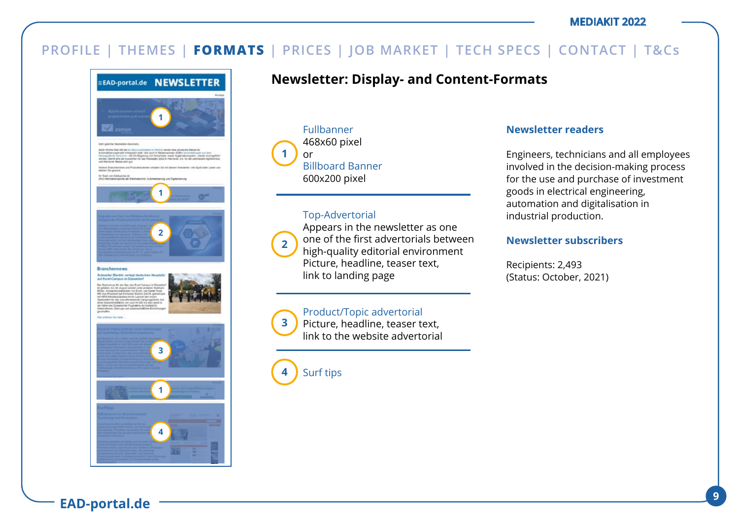PROFILE | THEMES | **FORMATS** | PRICES | JOB MARKET | TECH SPECS | CONTACT | T&Cs

## Newsletter: Display- and Content-Formats

**1**
Fullbanner
468x60 pixel
or
Billboard Banner
600x200 pixel

**2**
Top-Advertorial
Appears in the newsletter as one one of the first advertorials between high-quality editorial environment
Picture, headline, teaser text, link to landing page

**3**
Product/Topic advertorial
Picture, headline, teaser text, link to the website advertorial

**4**
Surf tips

### Newsletter readers

Engineers, technicians and all employees involved in the decision-making process for the use and purchase of investment goods in electrical engineering, automation and digitalisation in industrial production.

### Newsletter subscribers

Recipients: 2,493
(Status: October, 2021)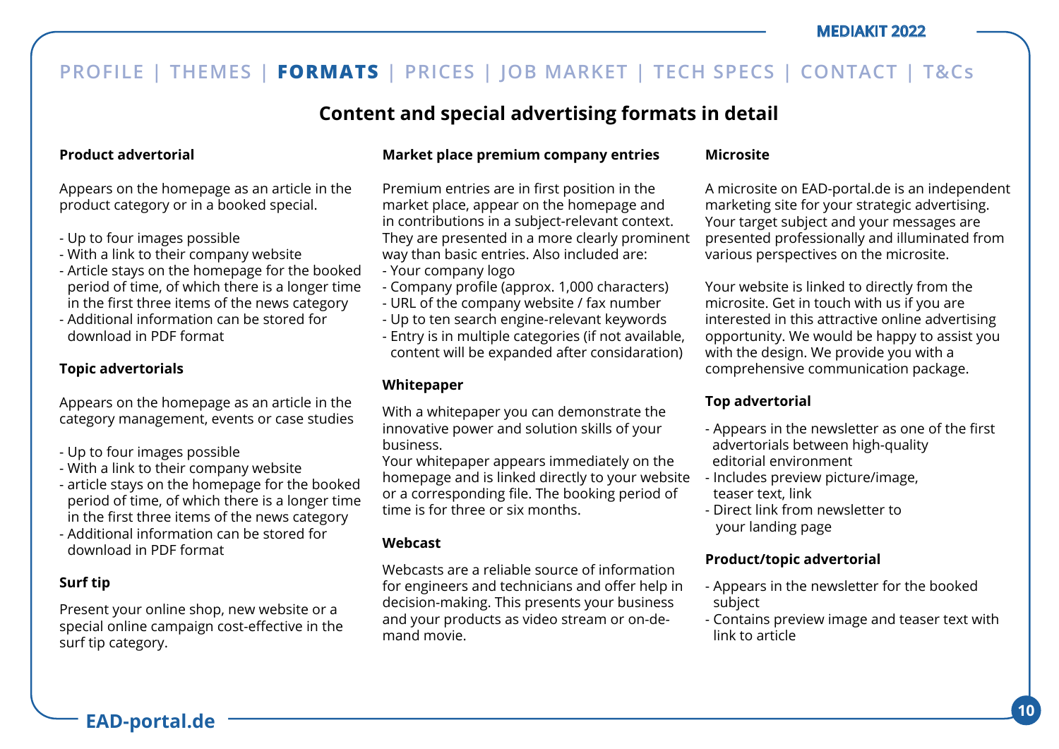PROFILE | THEMES | **FORMATS** | PRICES | JOB MARKET | TECH SPECS | CONTACT | T&Cs

## Content and special advertising formats in detail

### Product advertorial

Appears on the homepage as an article in the product category or in a booked special.

- Up to four images possible
- With a link to their company website
- Article stays on the homepage for the booked period of time, of which there is a longer time in the first three items of the news category
- Additional information can be stored for download in PDF format

### Topic advertorials

Appears on the homepage as an article in the category management, events or case studies

- Up to four images possible
- With a link to their company website
- article stays on the homepage for the booked period of time, of which there is a longer time in the first three items of the news category
- Additional information can be stored for download in PDF format

### Surf tip

Present your online shop, new website or a special online campaign cost-effective in the surf tip category.

### Market place premium company entries

Premium entries are in first position in the market place, appear on the homepage and in contributions in a subject-relevant context. They are presented in a more clearly prominent way than basic entries. Also included are:

- Your company logo
- Company profile (approx. 1,000 characters)
- URL of the company website / fax number
- Up to ten search engine-relevant keywords
- Entry is in multiple categories (if not available, content will be expanded after considaration)

### Whitepaper

With a whitepaper you can demonstrate the innovative power and solution skills of your business.
Your whitepaper appears immediately on the homepage and is linked directly to your website or a corresponding file. The booking period of time is for three or six months.

### Webcast

Webcasts are a reliable source of information for engineers and technicians and offer help in decision-making. This presents your business and your products as video stream or on-demand movie.

### Microsite

A microsite on EAD-portal.de is an independent marketing site for your strategic advertising. Your target subject and your messages are presented professionally and illuminated from various perspectives on the microsite.

Your website is linked to directly from the microsite. Get in touch with us if you are interested in this attractive online advertising opportunity. We would be happy to assist you with the design. We provide you with a comprehensive communication package.

### Top advertorial

- Appears in the newsletter as one of the first advertorials between high-quality editorial environment
- Includes preview picture/image, teaser text, link
- Direct link from newsletter to your landing page

### Product/topic advertorial

- Appears in the newsletter for the booked subject
- Contains preview image and teaser text with link to article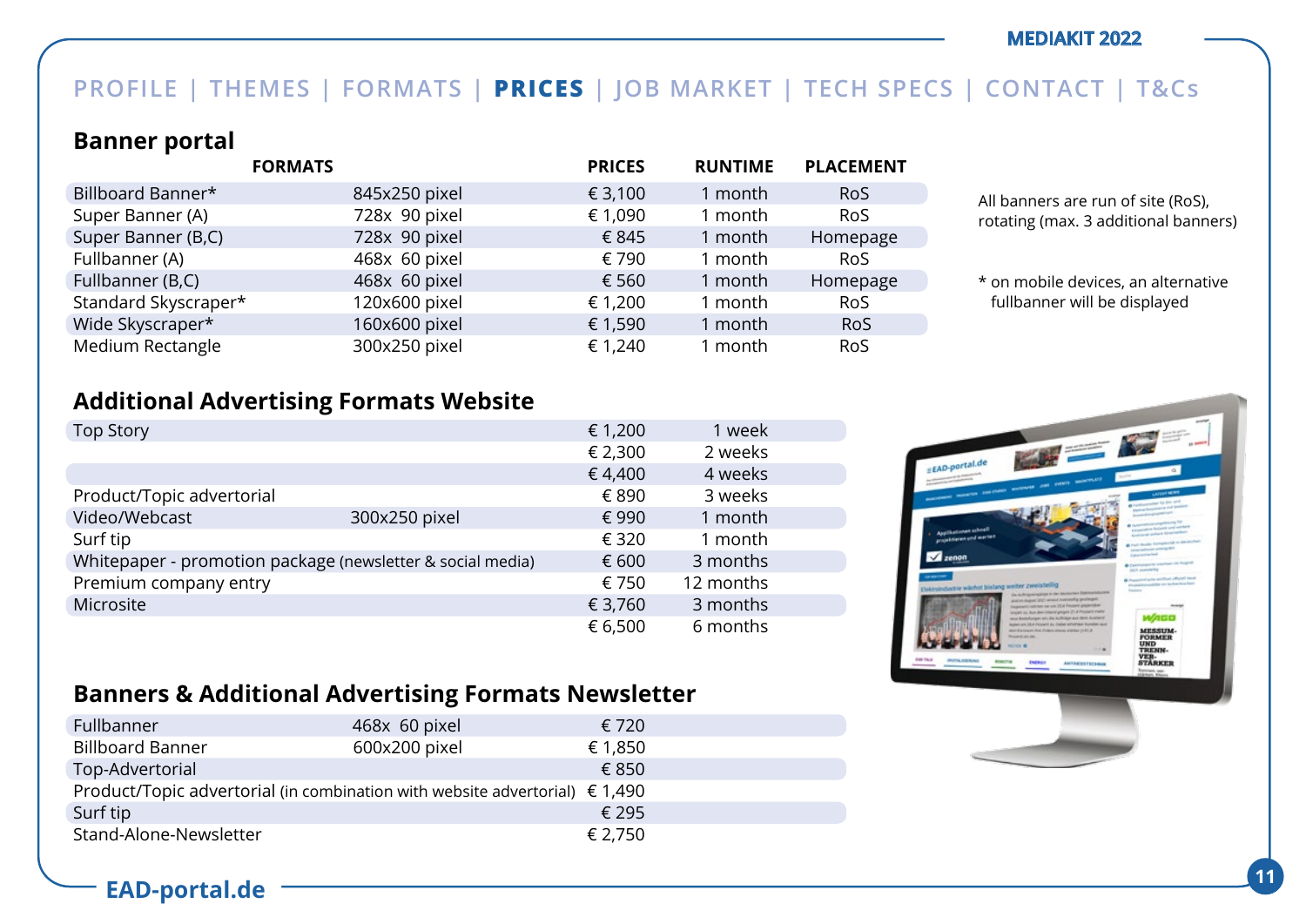PROFILE | THEMES | FORMATS | **PRICES** | JOB MARKET | TECH SPECS | CONTACT | T&Cs

## Banner portal

| FORMATS | | PRICES | RUNTIME | PLACEMENT |
|---|---|---|---|---|
| Billboard Banner* | 845x250 pixel | € 3,100 | 1 month | RoS |
| Super Banner (A) | 728x 90 pixel | € 1,090 | 1 month | RoS |
| Super Banner (B,C) | 728x 90 pixel | € 845 | 1 month | Homepage |
| Fullbanner (A) | 468x 60 pixel | € 790 | 1 month | RoS |
| Fullbanner (B,C) | 468x 60 pixel | € 560 | 1 month | Homepage |
| Standard Skyscraper* | 120x600 pixel | € 1,200 | 1 month | RoS |
| Wide Skyscraper* | 160x600 pixel | € 1,590 | 1 month | RoS |
| Medium Rectangle | 300x250 pixel | € 1,240 | 1 month | RoS |

All banners are run of site (RoS), rotating (max. 3 additional banners)

\* on mobile devices, an alternative fullbanner will be displayed

## Additional Advertising Formats Website

| | | | |
|---|---|---|---|
| Top Story | | € 1,200 | 1 week |
| | | € 2,300 | 2 weeks |
| | | € 4,400 | 4 weeks |
| Product/Topic advertorial | | € 890 | 3 weeks |
| Video/Webcast | 300x250 pixel | € 990 | 1 month |
| Surf tip | | € 320 | 1 month |
| Whitepaper - promotion package (newsletter & social media) | | € 600 | 3 months |
| Premium company entry | | € 750 | 12 months |
| Microsite | | € 3,760 | 3 months |
| | | € 6,500 | 6 months |

## Banners & Additional Advertising Formats Newsletter

| | | |
|---|---|---|
| Fullbanner | 468x 60 pixel | € 720 |
| Billboard Banner | 600x200 pixel | € 1,850 |
| Top-Advertorial | | € 850 |
| Product/Topic advertorial (in combination with website advertorial) | | € 1,490 |
| Surf tip | | € 295 |
| Stand-Alone-Newsletter | | € 2,750 |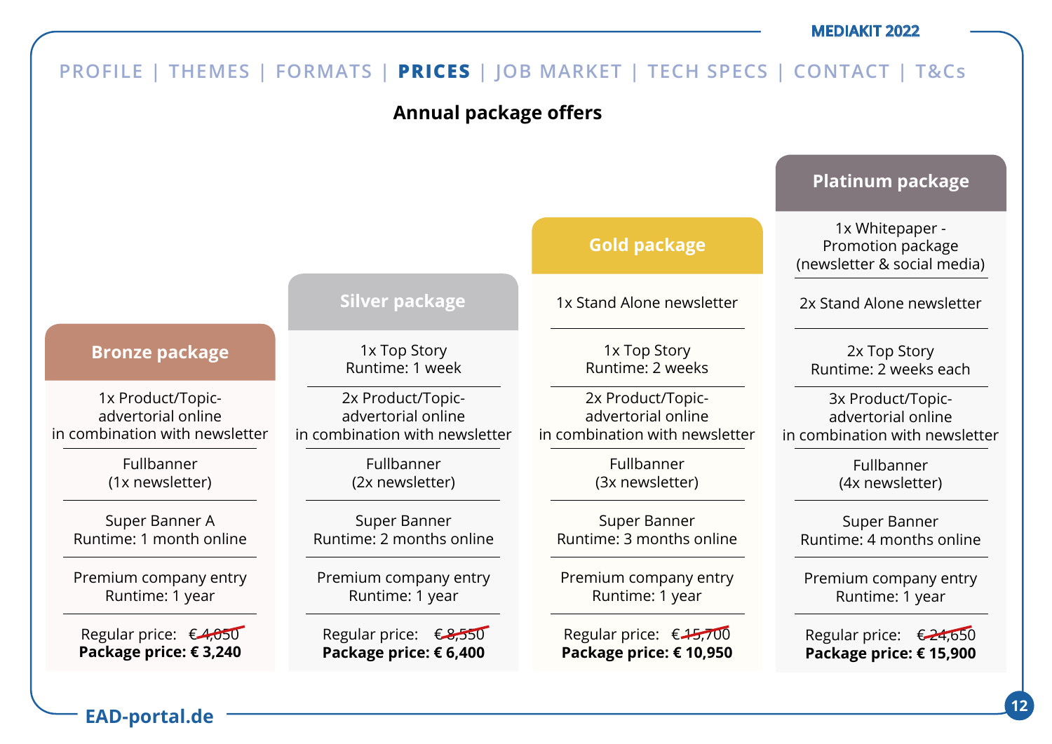PROFILE | THEMES | FORMATS | **PRICES** | JOB MARKET | TECH SPECS | CONTACT | T&Cs

## Annual package offers

| Bronze package | Silver package | Gold package | Platinum package |
| --- | --- | --- | --- |
| | | | 1x Whitepaper - Promotion package (newsletter & social media) |
| | | 1x Stand Alone newsletter | 2x Stand Alone newsletter |
| | 1x Top Story Runtime: 1 week | 1x Top Story Runtime: 2 weeks | 2x Top Story Runtime: 2 weeks each |
| 1x Product/Topic-advertorial online in combination with newsletter | 2x Product/Topic-advertorial online in combination with newsletter | 2x Product/Topic-advertorial online in combination with newsletter | 3x Product/Topic-advertorial online in combination with newsletter |
| Fullbanner (1x newsletter) | Fullbanner (2x newsletter) | Fullbanner (3x newsletter) | Fullbanner (4x newsletter) |
| Super Banner A Runtime: 1 month online | Super Banner Runtime: 2 months online | Super Banner Runtime: 3 months online | Super Banner Runtime: 4 months online |
| Premium company entry Runtime: 1 year | Premium company entry Runtime: 1 year | Premium company entry Runtime: 1 year | Premium company entry Runtime: 1 year |
| Regular price: ~~€ 4,050~~ **Package price: € 3,240** | Regular price: ~~€ 8,550~~ **Package price: € 6,400** | Regular price: ~~€ 15,700~~ **Package price: € 10,950** | Regular price: ~~€ 24,650~~ **Package price: € 15,900** |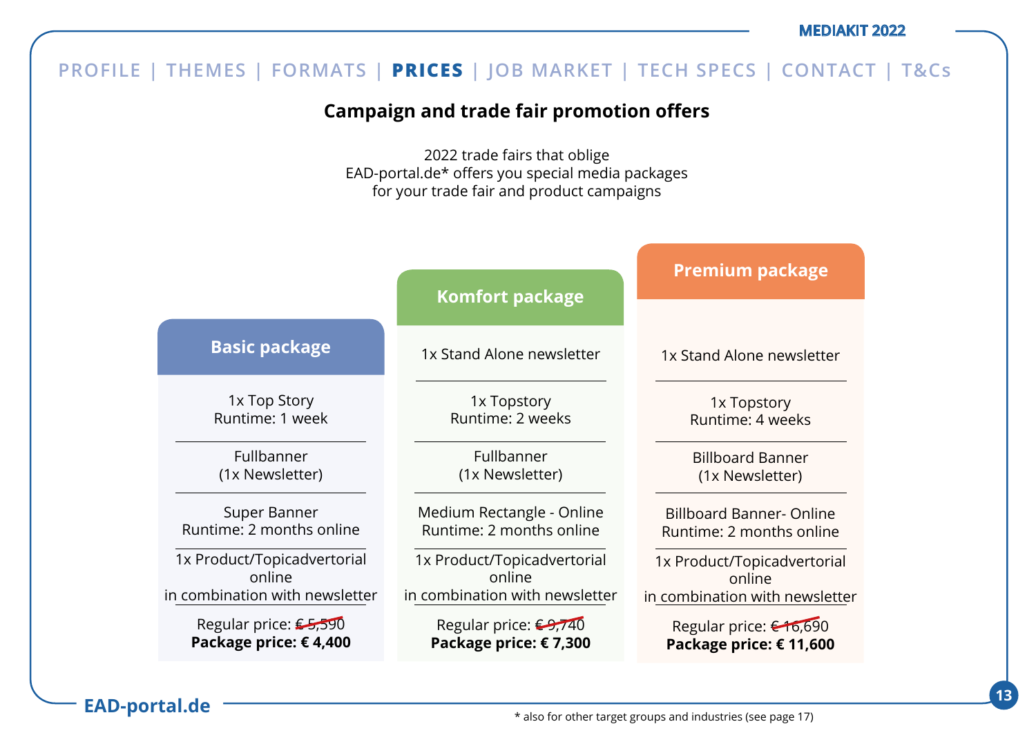# Campaign and trade fair promotion offers

2022 trade fairs that oblige
EAD-portal.de* offers you special media packages
for your trade fair and product campaigns

| Basic package | Komfort package | Premium package |
| --- | --- | --- |
| | 1x Stand Alone newsletter | 1x Stand Alone newsletter |
| 1x Top Story<br>Runtime: 1 week | 1x Topstory<br>Runtime: 2 weeks | 1x Topstory<br>Runtime: 4 weeks |
| Fullbanner<br>(1x Newsletter) | Fullbanner<br>(1x Newsletter) | Billboard Banner<br>(1x Newsletter) |
| Super Banner<br>Runtime: 2 months online | Medium Rectangle - Online<br>Runtime: 2 months online | Billboard Banner- Online<br>Runtime: 2 months online |
| 1x Product/Topicadvertorial online in combination with newsletter | 1x Product/Topicadvertorial online in combination with newsletter | 1x Product/Topicadvertorial online in combination with newsletter |
| Regular price: ~~€ 5,590~~<br>**Package price: € 4,400** | Regular price: ~~€ 9,740~~<br>**Package price: € 7,300** | Regular price: ~~€ 16,690~~<br>**Package price: € 11,600** |

\* also for other target groups and industries (see page 17)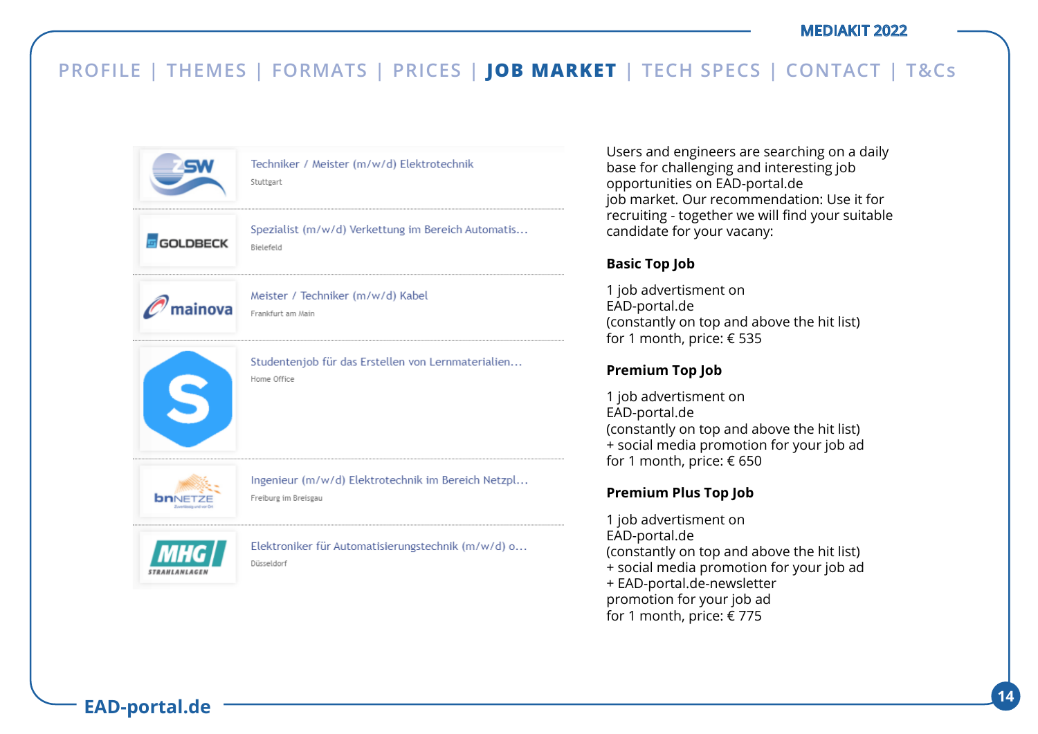PROFILE | THEMES | FORMATS | PRICES | **JOB MARKET** | TECH SPECS | CONTACT | T&Cs

Techniker / Meister (m/w/d) Elektrotechnik
Stuttgart

Spezialist (m/w/d) Verkettung im Bereich Automatis...
Bielefeld

Meister / Techniker (m/w/d) Kabel
Frankfurt am Main

Studentenjob für das Erstellen von Lernmaterialien...
Home Office

Ingenieur (m/w/d) Elektrotechnik im Bereich Netzpl...
Freiburg im Breisgau

Elektroniker für Automatisierungstechnik (m/w/d) o...
Düsseldorf

Users and engineers are searching on a daily base for challenging and interesting job opportunities on EAD-portal.de job market. Our recommendation: Use it for recruiting - together we will find your suitable candidate for your vacany:

**Basic Top Job**

1 job advertisment on
EAD-portal.de
(constantly on top and above the hit list)
for 1 month, price: € 535

**Premium Top Job**

1 job advertisment on
EAD-portal.de
(constantly on top and above the hit list)
+ social media promotion for your job ad
for 1 month, price: € 650

**Premium Plus Top Job**

1 job advertisment on
EAD-portal.de
(constantly on top and above the hit list)
+ social media promotion for your job ad
+ EAD-portal.de-newsletter
promotion for your job ad
for 1 month, price: € 775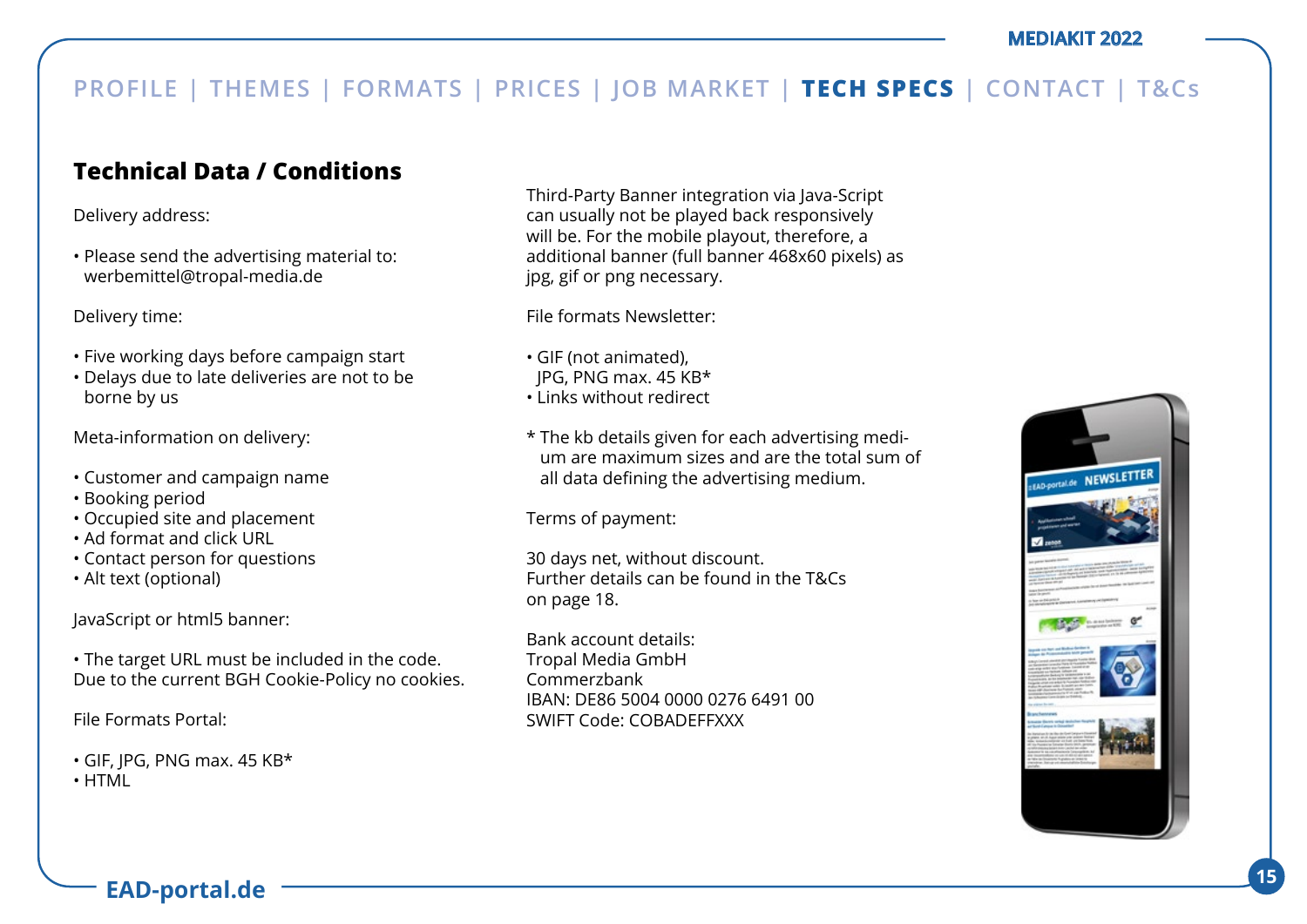## Technical Data / Conditions

Delivery address:

- Please send the advertising material to: werbemittel@tropal-media.de

Delivery time:

- Five working days before campaign start
- Delays due to late deliveries are not to be borne by us

Meta-information on delivery:

- Customer and campaign name
- Booking period
- Occupied site and placement
- Ad format and click URL
- Contact person for questions
- Alt text (optional)

JavaScript or html5 banner:

- The target URL must be included in the code.

Due to the current BGH Cookie-Policy no cookies.

File Formats Portal:

- GIF, JPG, PNG max. 45 KB*
- HTML

Third-Party Banner integration via Java-Script can usually not be played back responsively will be. For the mobile playout, therefore, a additional banner (full banner 468x60 pixels) as jpg, gif or png necessary.

File formats Newsletter:

- GIF (not animated), JPG, PNG max. 45 KB*
- Links without redirect

* The kb details given for each advertising medium are maximum sizes and are the total sum of all data defining the advertising medium.

Terms of payment:

30 days net, without discount.
Further details can be found in the T&Cs on page 18.

Bank account details:
Tropal Media GmbH
Commerzbank
IBAN: DE86 5004 0000 0276 6491 00
SWIFT Code: COBADEFFXXX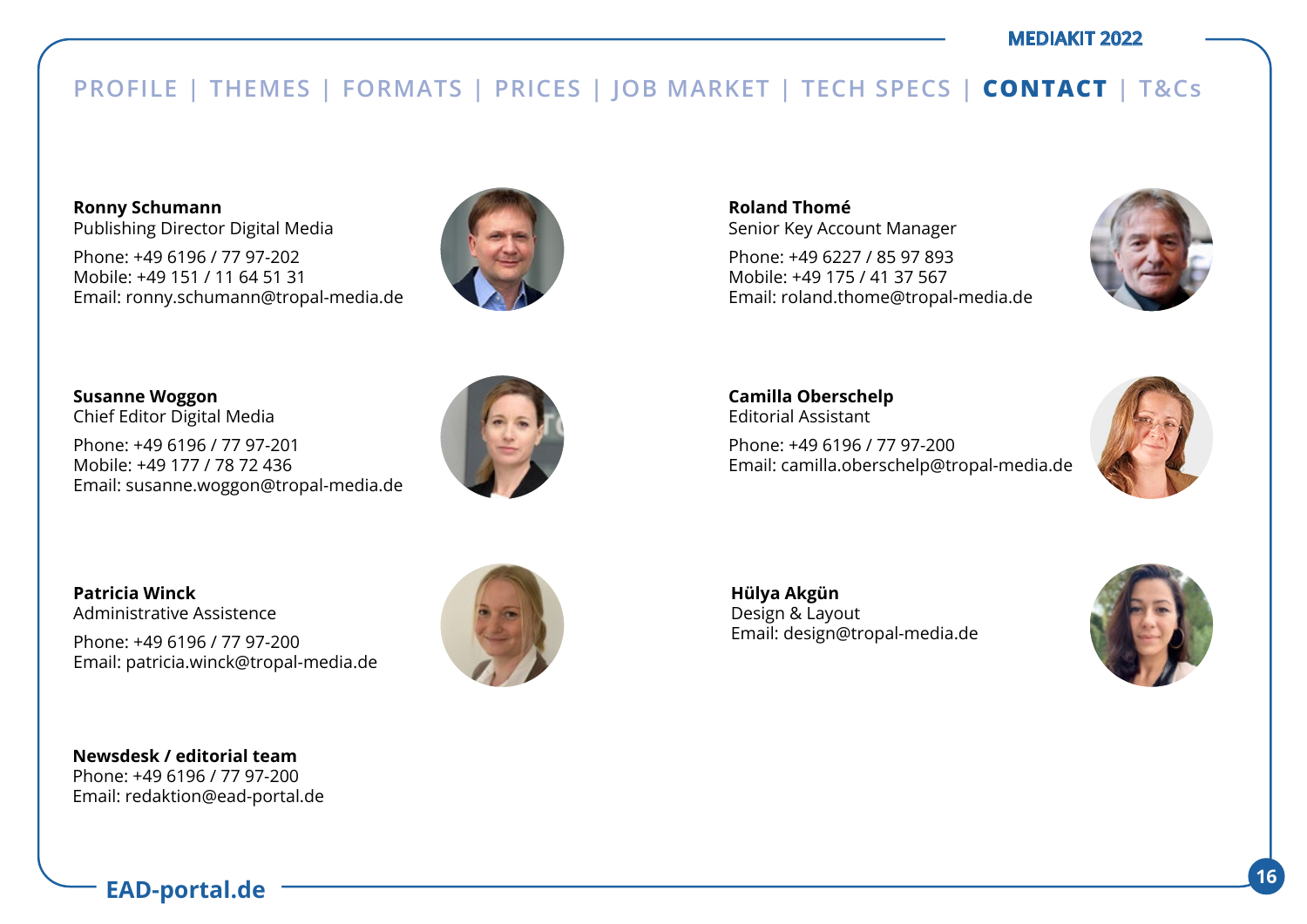PROFILE | THEMES | FORMATS | PRICES | JOB MARKET | TECH SPECS | **CONTACT** | T&Cs

**Ronny Schumann**
Publishing Director Digital Media

Phone: +49 6196 / 77 97-202
Mobile: +49 151 / 11 64 51 31
Email: ronny.schumann@tropal-media.de

**Roland Thomé**
Senior Key Account Manager

Phone: +49 6227 / 85 97 893
Mobile: +49 175 / 41 37 567
Email: roland.thome@tropal-media.de

**Susanne Woggon**
Chief Editor Digital Media

Phone: +49 6196 / 77 97-201
Mobile: +49 177 / 78 72 436
Email: susanne.woggon@tropal-media.de

**Camilla Oberschelp**
Editorial Assistant

Phone: +49 6196 / 77 97-200
Email: camilla.oberschelp@tropal-media.de

**Patricia Winck**
Administrative Assistence

Phone: +49 6196 / 77 97-200
Email: patricia.winck@tropal-media.de

**Hülya Akgün**
Design & Layout
Email: design@tropal-media.de

**Newsdesk / editorial team**
Phone: +49 6196 / 77 97-200
Email: redaktion@ead-portal.de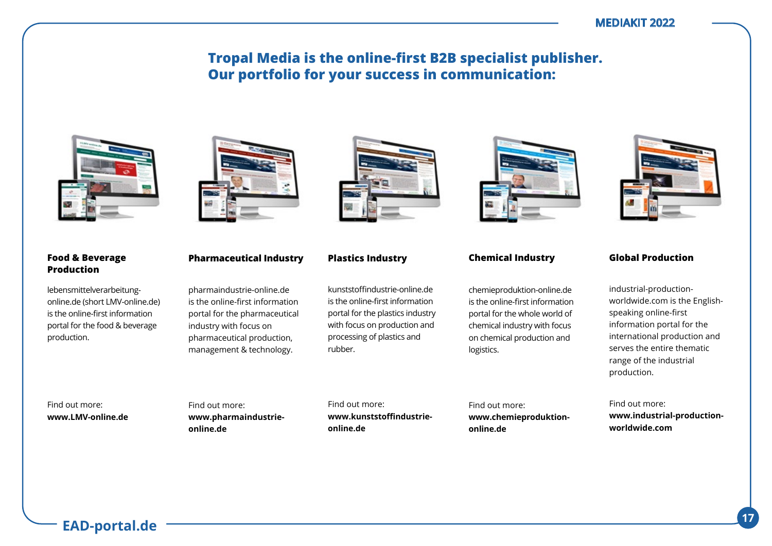## Tropal Media is the online-first B2B specialist publisher. Our portfolio for your success in communication:

### Food & Beverage Production

lebensmittelverarbeitung-online.de (short LMV-online.de) is the online-first information portal for the food & beverage production.

Find out more:
**www.LMV-online.de**

### Pharmaceutical Industry

pharmaindustrie-online.de is the online-first information portal for the pharmaceutical industry with focus on pharmaceutical production, management & technology.

Find out more:
**www.pharmaindustrie-online.de**

### Plastics Industry

kunststoffindustrie-online.de is the online-first information portal for the plastics industry with focus on production and processing of plastics and rubber.

Find out more:
**www.kunststoffindustrie-online.de**

### Chemical Industry

chemieproduktion-online.de is the online-first information portal for the whole world of chemical industry with focus on chemical production and logistics.

Find out more:
**www.chemieproduktion-online.de**

### Global Production

industrial-production-worldwide.com is the English-speaking online-first information portal for the international production and serves the entire thematic range of the industrial production.

Find out more:
**www.industrial-production-worldwide.com**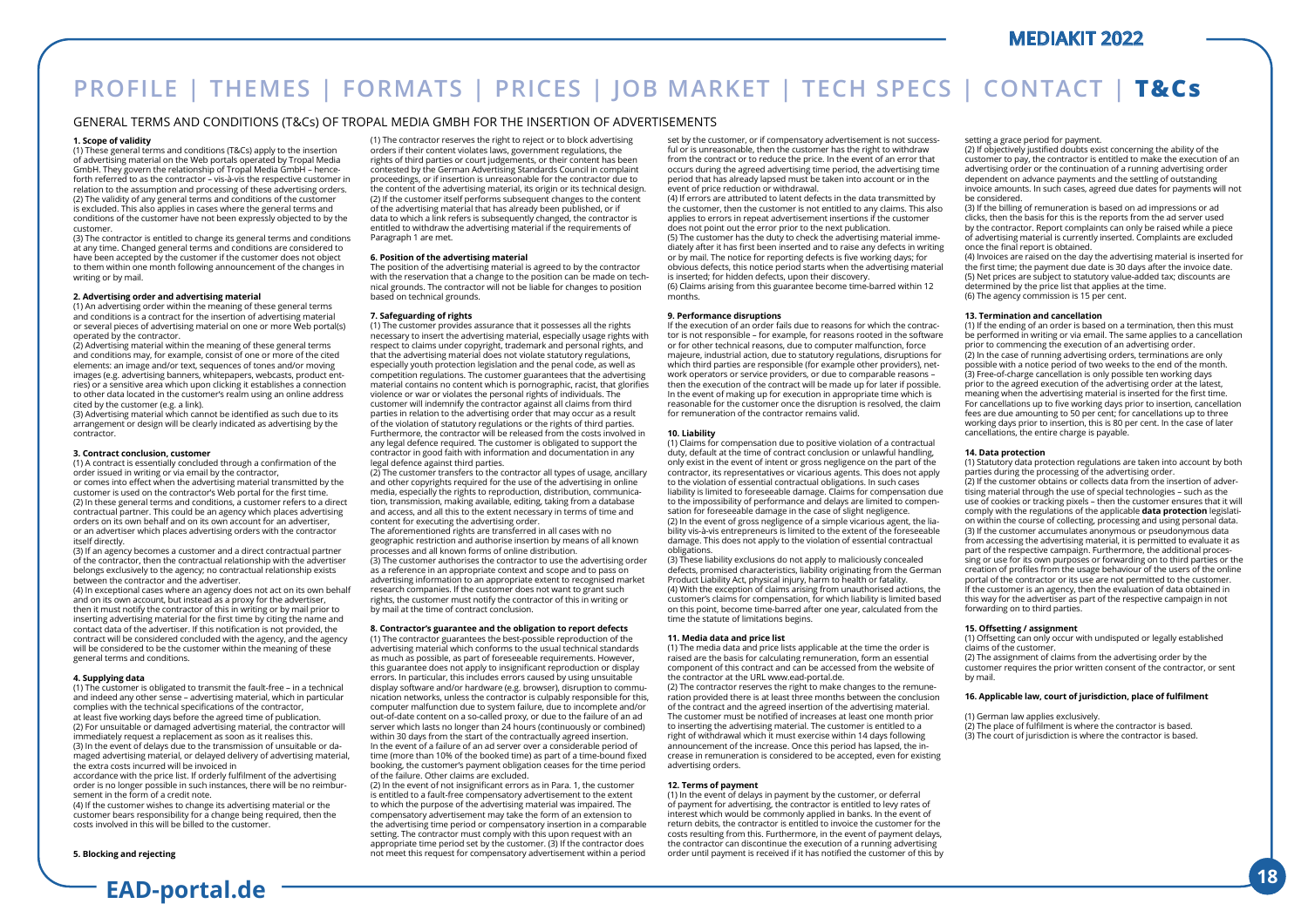# GENERAL TERMS AND CONDITIONS (T&Cs) OF TROPAL MEDIA GMBH FOR THE INSERTION OF ADVERTISEMENTS

**1. Scope of validity**

(1) These general terms and conditions (T&Cs) apply to the insertion of advertising material on the Web portals operated by Tropal Media GmbH. They govern the relationship of Tropal Media GmbH – henceforth referred to as the contractor – vis-à-vis the respective customer in relation to the assumption and processing of these advertising orders.
(2) The validity of any general terms and conditions of the customer is excluded. This also applies in cases where the general terms and conditions of the customer have not been expressly objected to by the customer.
(3) The contractor is entitled to change its general terms and conditions at any time. Changed general terms and conditions are considered to have been accepted by the customer if the customer does not object to them within one month following announcement of the changes in writing or by mail.

**2. Advertising order and advertising material**

(1) An advertising order within the meaning of these general terms and conditions is a contract for the insertion of advertising material or several pieces of advertising material on one or more Web portal(s) operated by the contractor.
(2) Advertising material within the meaning of these general terms and conditions may, for example, consist of one or more of the cited elements: an image and/or text, sequences of tones and/or moving images (e.g. advertising banners, whitepapers, webcasts, product entries) or a sensitive area which upon clicking it establishes a connection to other data located in the customer's realm using an online address cited by the customer (e.g. a link).
(3) Advertising material which cannot be identified as such due to its arrangement or design will be clearly indicated as advertising by the contractor.

**3. Contract conclusion, customer**

(1) A contract is essentially concluded through a confirmation of the order issued in writing or via email by the contractor,
or comes into effect when the advertising material transmitted by the customer is used on the contractor's Web portal for the first time.
(2) In these general terms and conditions, a customer refers to a direct contractual partner. This could be an agency which places advertising orders on its own behalf and on its own account for an advertiser, or an advertiser which places advertising orders with the contractor itself directly.
(3) If an agency becomes a customer and a direct contractual partner of the contractor, then the contractual relationship with the advertiser belongs exclusively to the agency; no contractual relationship exists between the contractor and the advertiser.
(4) In exceptional cases where an agency does not act on its own behalf and on its own account, but instead as a proxy for the advertiser, then it must notify the contractor of this in writing or by mail prior to inserting advertising material for the first time by citing the name and contact data of the advertiser. If this notification is not provided, the contract will be considered concluded with the agency, and the agency will be considered to be the customer within the meaning of these general terms and conditions.

**4. Supplying data**

(1) The customer is obligated to transmit the fault-free – in a technical and indeed any other sense – advertising material, which in particular complies with the technical specifications of the contractor,
at least five working days before the agreed time of publication.
(2) For unsuitable or damaged advertising material, the contractor will immediately request a replacement as soon as it realises this.
(3) In the event of delays due to the transmission of unsuitable or damaged advertising material, or delayed delivery of advertising material, the extra costs incurred will be invoiced in
accordance with the price list. If orderly fulfilment of the advertising order is no longer possible in such instances, there will be no reimbursement in the form of a credit note.
(4) If the customer wishes to change its advertising material or the customer bears responsibility for a change being required, then the costs involved in this will be billed to the customer.

**5. Blocking and rejecting**

(1) The contractor reserves the right to reject or to block advertising orders if their content violates laws, government regulations, the rights of third parties or court judgements, or their content has been contested by the German Advertising Standards Council in complaint proceedings, or if insertion is unreasonable for the contractor due to the content of the advertising material, its origin or its technical design.
(2) If the customer itself performs subsequent changes to the content of the advertising material that has already been published, or if data to which a link refers is subsequently changed, the contractor is entitled to withdraw the advertising material if the requirements of Paragraph 1 are met.

**6. Position of the advertising material**

The position of the advertising material is agreed to by the contractor with the reservation that a change to the position can be made on technical grounds. The contractor will not be liable for changes to position based on technical grounds.

**7. Safeguarding of rights**

(1) The customer provides assurance that it possesses all the rights necessary to insert the advertising material, especially usage rights with respect to claims under copyright, trademark and personal rights, and that the advertising material does not violate statutory regulations, especially youth protection legislation and the penal code, as well as competition regulations. The customer guarantees that the advertising material contains no content which is pornographic, racist, that glorifies violence or war or violates the personal rights of individuals. The customer will indemnify the contractor against all claims from third parties in relation to the advertising order that may occur as a result of the violation of statutory regulations or the rights of third parties. Furthermore, the contractor will be released from the costs involved in any legal defence required. The customer is obligated to support the contractor in good faith with information and documentation in any legal defence against third parties.
(2) The customer transfers to the contractor all types of usage, ancillary and other copyrights required for the use of the advertising in online media, especially the rights to reproduction, distribution, communication, transmission, making available, editing, taking from a database and access, and all this to the extent necessary in terms of time and content for executing the advertising order.
The aforementioned rights are transferred in all cases with no geographic restriction and authorise insertion by means of all known processes and all known forms of online distribution.
(3) The customer authorises the contractor to use the advertising order as a reference in an appropriate context and scope and to pass on advertising information to an appropriate extent to recognised market research companies. If the customer does not want to grant such rights, the customer must notify the contractor of this in writing or by mail at the time of contract conclusion.

**8. Contractor's guarantee and the obligation to report defects**

(1) The contractor guarantees the best-possible reproduction of the advertising material which conforms to the usual technical standards as much as possible, as part of foreseeable requirements. However, this guarantee does not apply to insignificant reproduction or display errors. In particular, this includes errors caused by using unsuitable display software and/or hardware (e.g. browser), disruption to communication networks, unless the contractor is culpably responsible for this, computer malfunction due to system failure, due to incomplete and/or out-of-date content on a so-called proxy, or due to the failure of an ad server which lasts no longer than 24 hours (continuously or combined) within 30 days from the start of the contractually agreed insertion.
In the event of a failure of an ad server over a considerable period of time (more than 10% of the booked time) as part of a time-bound fixed booking, the customer's payment obligation ceases for the time period of the failure. Other claims are excluded.
(2) In the event of not insignificant errors as in Para. 1, the customer is entitled to a fault-free compensatory advertisement to the extent to which the purpose of the advertising material was impaired. The compensatory advertisement may take the form of an extension to the advertising time period or compensatory insertion in a comparable setting. The contractor must comply with this upon request with an appropriate time period set by the customer. (3) If the contractor does not meet this request for compensatory advertisement within a period set by the customer, or if compensatory advertisement is not successful or is unreasonable, then the customer has the right to withdraw from the contract or to reduce the price. In the event of an error that occurs during the agreed advertising time period, the advertising time period that has already lapsed must be taken into account or in the event of price reduction or withdrawal.
(4) If errors are attributed to latent defects in the data transmitted by the customer, then the customer is not entitled to any claims. This also applies to errors in repeat advertisement insertions if the customer does not point out the error prior to the next publication.
(5) The customer has the duty to check the advertising material immediately after it has first been inserted and to raise any defects in writing or by mail. The notice for reporting defects is five working days; for obvious defects, this notice period starts when the advertising material is inserted; for hidden defects, upon their discovery.
(6) Claims arising from this guarantee become time-barred within 12 months.

**9. Performance disruptions**

If the execution of an order fails due to reasons for which the contractor is not responsible – for example, for reasons rooted in the software or for other technical reasons, due to computer malfunction, force majeure, industrial action, due to statutory regulations, disruptions for which third parties are responsible (for example other providers), network operators or service providers, or due to comparable reasons – then the execution of the contract will be made up for later if possible. In the event of making up for execution in appropriate time which is reasonable for the customer once the disruption is resolved, the claim for remuneration of the contractor remains valid.

**10. Liability**

(1) Claims for compensation due to positive violation of a contractual duty, default at the time of contract conclusion or unlawful handling, only exist in the event of intent or gross negligence on the part of the contractor, its representatives or vicarious agents. This does not apply to the violation of essential contractual obligations. In such cases liability is limited to foreseeable damage. Claims for compensation due to the impossibility of performance and delays are limited to compensation for foreseeable damage in the case of slight negligence.
(2) In the event of gross negligence of a simple vicarious agent, the liability vis-à-vis entrepreneurs is limited to the extent of the foreseeable damage. This does not apply to the violation of essential contractual obligations.
(3) These liability exclusions do not apply to maliciously concealed defects, promised characteristics, liability originating from the German Product Liability Act, physical injury, harm to health or fatality.
(4) With the exception of claims arising from unauthorised actions, the customer's claims for compensation, for which liability is limited based on this point, become time-barred after one year, calculated from the time the statute of limitations begins.

**11. Media data and price list**

(1) The media data and price lists applicable at the time the order is raised are the basis for calculating remuneration, form an essential component of this contract and can be accessed from the website of the contractor at the URL www.ead-portal.de.
(2) The contractor reserves the right to make changes to the remuneration provided there is at least three months between the conclusion of the contract and the agreed insertion of the advertising material. The customer must be notified of increases at least one month prior to inserting the advertising material. The customer is entitled to a right of withdrawal which it must exercise within 14 days following announcement of the increase. Once this period has lapsed, the increase in remuneration is considered to be accepted, even for existing advertising orders.

**12. Terms of payment**

(1) In the event of delays in payment by the customer, or deferral of payment for advertising, the contractor is entitled to levy rates of interest which would be commonly applied in banks. In the event of return debits, the contractor is entitled to invoice the customer for the costs resulting from this. Furthermore, in the event of payment delays, the contractor can discontinue the execution of a running advertising order until payment is received if it has notified the customer of this by setting a grace period for payment.
(2) If objectively justified doubts exist concerning the ability of the customer to pay, the contractor is entitled to make the execution of an advertising order or the continuation of a running advertising order dependent on advance payments and the settling of outstanding invoice amounts. In such cases, agreed due dates for payments will not be considered.
(3) If the billing of remuneration is based on ad impressions or ad clicks, then the basis for this is the reports from the ad server used by the contractor. Report complaints can only be raised while a piece of advertising material is currently inserted. Complaints are excluded once the final report is obtained.
(4) Invoices are raised on the day the advertising material is inserted for the first time; the payment due date is 30 days after the invoice date.
(5) Net prices are subject to statutory value-added tax; discounts are determined by the price list that applies at the time.
(6) The agency commission is 15 per cent.

**13. Termination and cancellation**

(1) If the ending of an order is based on a termination, then this must be performed in writing or via email. The same applies to a cancellation prior to commencing the execution of an advertising order.
(2) In the case of running advertising orders, terminations are only possible with a notice period of two weeks to the end of the month.
(3) Free-of-charge cancellation is only possible ten working days prior to the agreed execution of the advertising order at the latest, meaning when the advertising material is inserted for the first time. For cancellations up to five working days prior to insertion, cancellation fees are due amounting to 50 per cent; for cancellations up to three working days prior to insertion, this is 80 per cent. In the case of later cancellations, the entire charge is payable.

**14. Data protection**

(1) Statutory data protection regulations are taken into account by both parties during the processing of the advertising order.
(2) If the customer obtains or collects data from the insertion of advertising material through the use of special technologies – such as the use of cookies or tracking pixels – then the customer ensures that it will comply with the regulations of the applicable **data protection** legislation within the course of collecting, processing and using personal data.
(3) If the customer accumulates anonymous or pseudonymous data from accessing the advertising material, it is permitted to evaluate it as part of the respective campaign. Furthermore, the additional processing or use for its own purposes or forwarding on to third parties or the creation of profiles from the usage behaviour of the users of the online portal of the contractor or its use are not permitted to the customer. If the customer is an agency, then the evaluation of data obtained in this way for the advertiser as part of the respective campaign in not forwarding on to third parties.

**15. Offsetting / assignment**

(1) Offsetting can only occur with undisputed or legally established claims of the customer.
(2) The assignment of claims from the advertising order by the customer requires the prior written consent of the contractor, or sent by mail.

**16. Applicable law, court of jurisdiction, place of fulfilment**

(1) German law applies exclusively.
(2) The place of fulfilment is where the contractor is based.
(3) The court of jurisdiction is where the contractor is based.